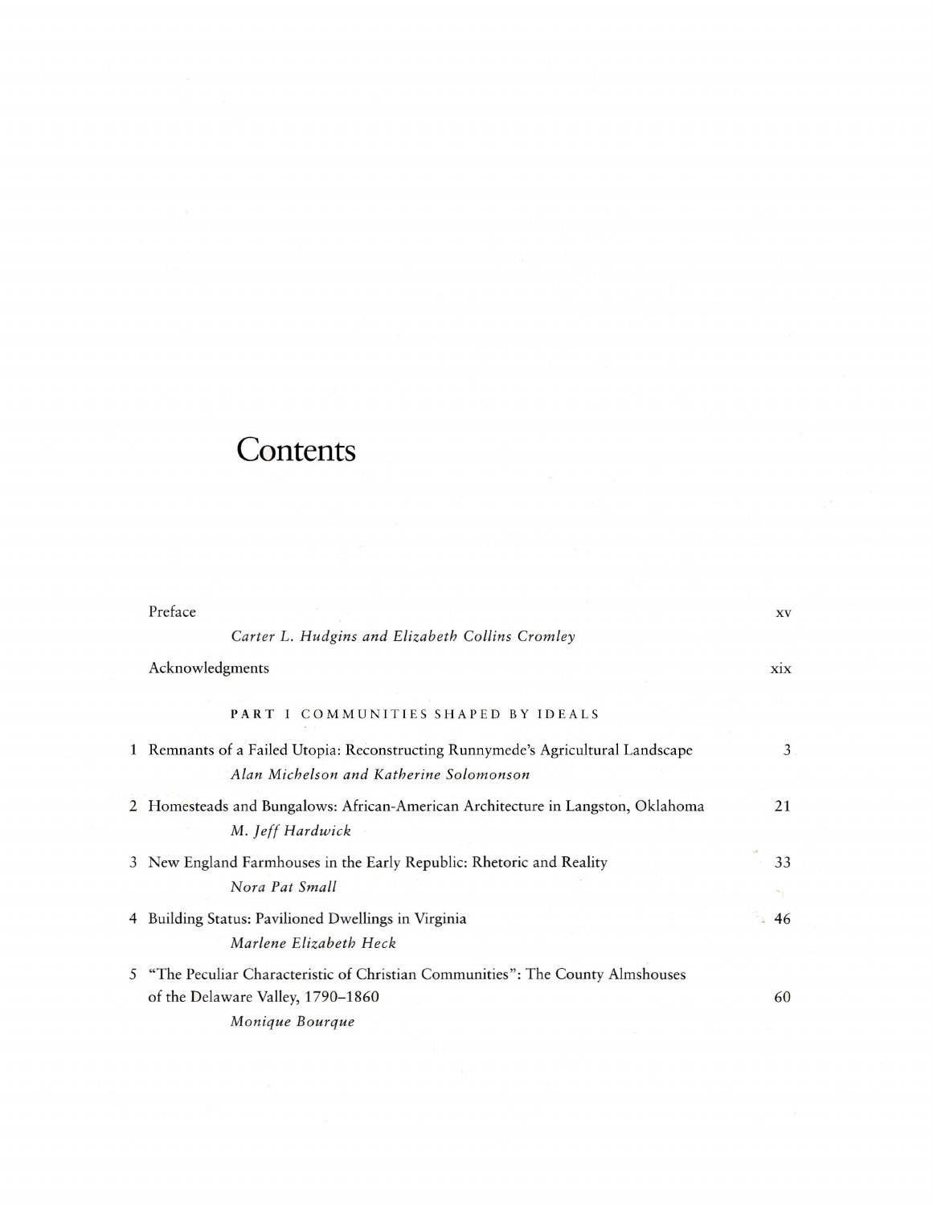# Contents

Preface — xv

*Carter L. Hudgins and Elizabeth Collins Cromley*

Acknowledgments — xix

## PART I COMMUNITIES SHAPED BY IDEALS

1 Remnants of a Failed Utopia: Reconstructing Runnymede's Agricultural Landscape — 3

*Alan Michelson and Katherine Solomonson*

2 Homesteads and Bungalows: African-American Architecture in Langston, Oklahoma — 21

*M. Jeff Hardwick*

3 New England Farmhouses in the Early Republic: Rhetoric and Reality — 33

*Nora Pat Small*

4 Building Status: Pavilioned Dwellings in Virginia — 46

*Marlene Elizabeth Heck*

5 "The Peculiar Characteristic of Christian Communities": The County Almshouses of the Delaware Valley, 1790–1860 — 60

*Monique Bourque*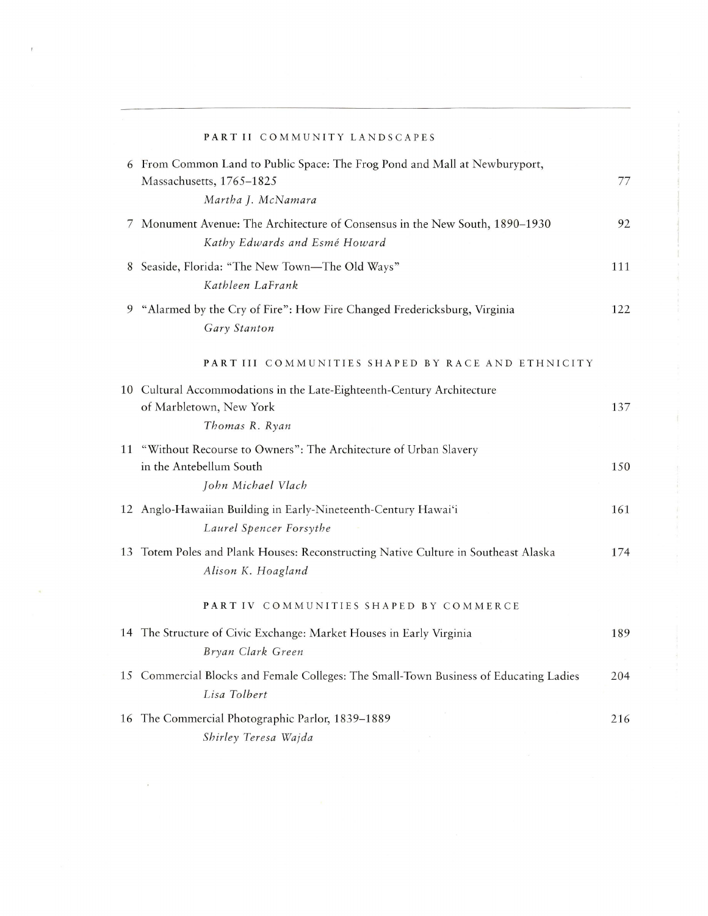## PART II COMMUNITY LANDSCAPES

6 From Common Land to Public Space: The Frog Pond and Mall at Newburyport, Massachusetts, 1765–1825 — 77
*Martha J. McNamara*

7 Monument Avenue: The Architecture of Consensus in the New South, 1890–1930 — 92
*Kathy Edwards and Esmé Howard*

8 Seaside, Florida: "The New Town—The Old Ways" — 111
*Kathleen LaFrank*

9 "Alarmed by the Cry of Fire": How Fire Changed Fredericksburg, Virginia — 122
*Gary Stanton*

## PART III COMMUNITIES SHAPED BY RACE AND ETHNICITY

10 Cultural Accommodations in the Late-Eighteenth-Century Architecture of Marbletown, New York — 137
*Thomas R. Ryan*

11 "Without Recourse to Owners": The Architecture of Urban Slavery in the Antebellum South — 150
*John Michael Vlach*

12 Anglo-Hawaiian Building in Early-Nineteenth-Century Hawai'i — 161
*Laurel Spencer Forsythe*

13 Totem Poles and Plank Houses: Reconstructing Native Culture in Southeast Alaska — 174
*Alison K. Hoagland*

## PART IV COMMUNITIES SHAPED BY COMMERCE

14 The Structure of Civic Exchange: Market Houses in Early Virginia — 189
*Bryan Clark Green*

15 Commercial Blocks and Female Colleges: The Small-Town Business of Educating Ladies — 204
*Lisa Tolbert*

16 The Commercial Photographic Parlor, 1839–1889 — 216
*Shirley Teresa Wajda*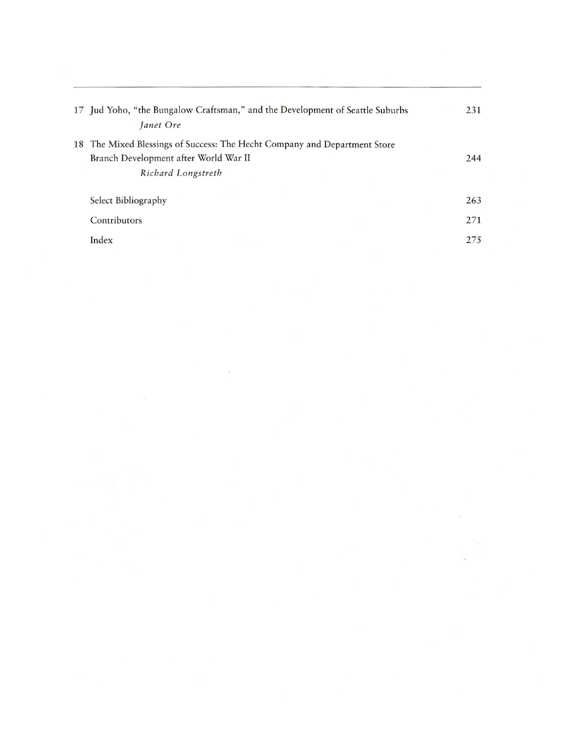17 Jud Yoho, "the Bungalow Craftsman," and the Development of Seattle Suburbs 231
*Janet Ore*

18 The Mixed Blessings of Success: The Hecht Company and Department Store Branch Development after World War II 244
*Richard Longstreth*

Select Bibliography 263

Contributors 271

Index 275